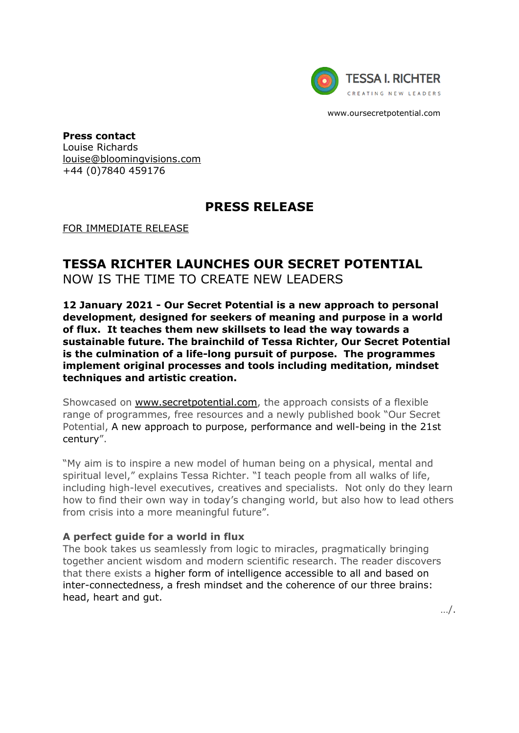TESSA I. RICHTER

CREATING NEW LEADERS

www.oursecretpotential.com

**Press contact**
Louise Richards
louise@bloomingvisions.com
+44 (0)7840 459176

## PRESS RELEASE

FOR IMMEDIATE RELEASE

# TESSA RICHTER LAUNCHES OUR SECRET POTENTIAL

NOW IS THE TIME TO CREATE NEW LEADERS

**12 January 2021 - Our Secret Potential is a new approach to personal development, designed for seekers of meaning and purpose in a world of flux. It teaches them new skillsets to lead the way towards a sustainable future. The brainchild of Tessa Richter, Our Secret Potential is the culmination of a life-long pursuit of purpose. The programmes implement original processes and tools including meditation, mindset techniques and artistic creation.**

Showcased on www.secretpotential.com, the approach consists of a flexible range of programmes, free resources and a newly published book "Our Secret Potential, A new approach to purpose, performance and well-being in the 21st century".

"My aim is to inspire a new model of human being on a physical, mental and spiritual level," explains Tessa Richter. "I teach people from all walks of life, including high-level executives, creatives and specialists. Not only do they learn how to find their own way in today's changing world, but also how to lead others from crisis into a more meaningful future".

### A perfect guide for a world in flux

The book takes us seamlessly from logic to miracles, pragmatically bringing together ancient wisdom and modern scientific research. The reader discovers that there exists a higher form of intelligence accessible to all and based on inter-connectedness, a fresh mindset and the coherence of our three brains: head, heart and gut.

…/.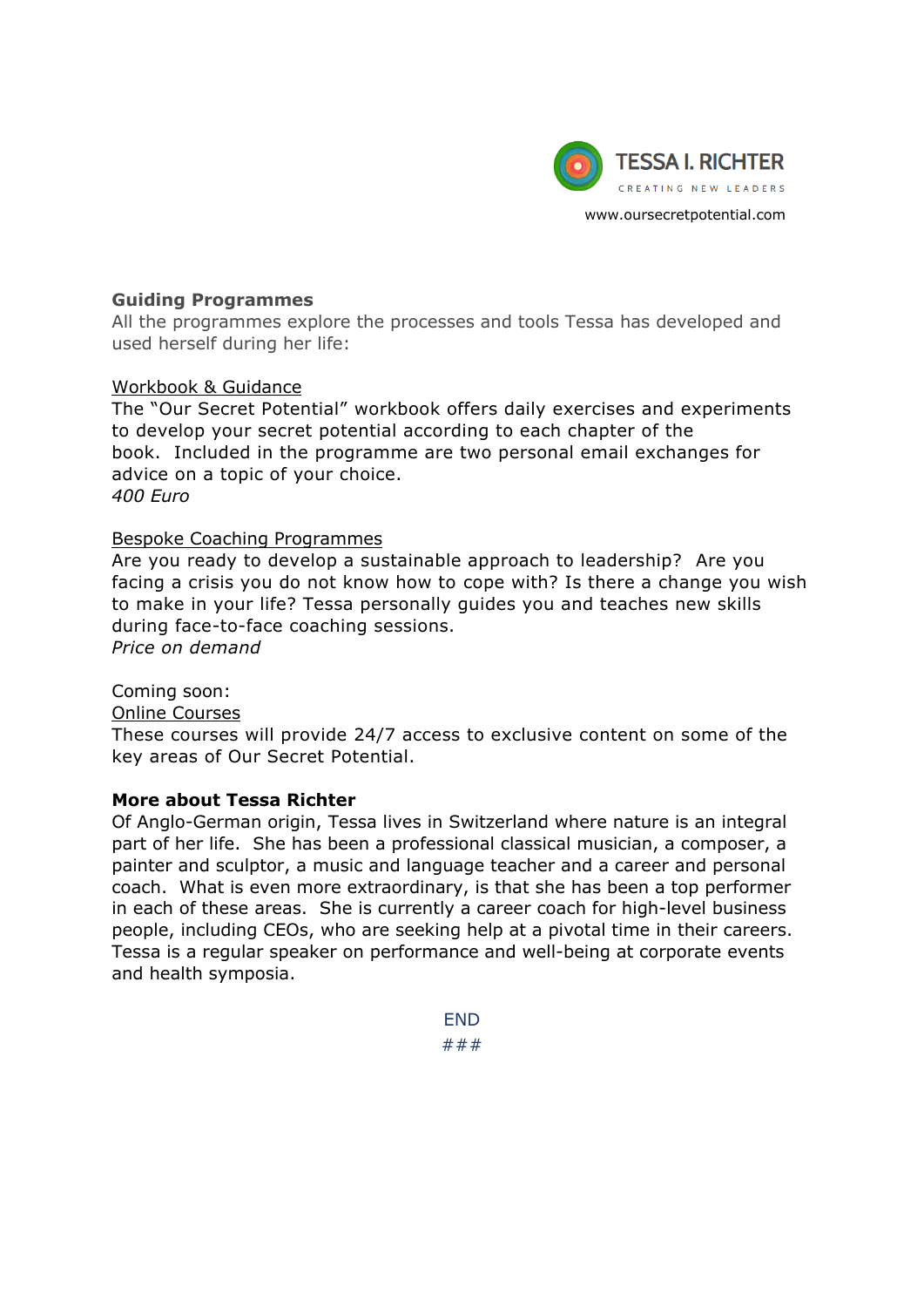TESSA I. RICHTER
CREATING NEW LEADERS
www.oursecretpotential.com

**Guiding Programmes**
All the programmes explore the processes and tools Tessa has developed and used herself during her life:

Workbook & Guidance
The "Our Secret Potential" workbook offers daily exercises and experiments to develop your secret potential according to each chapter of the book. Included in the programme are two personal email exchanges for advice on a topic of your choice.
*400 Euro*

Bespoke Coaching Programmes
Are you ready to develop a sustainable approach to leadership? Are you facing a crisis you do not know how to cope with? Is there a change you wish to make in your life? Tessa personally guides you and teaches new skills during face-to-face coaching sessions.
*Price on demand*

Coming soon:
Online Courses
These courses will provide 24/7 access to exclusive content on some of the key areas of Our Secret Potential.

**More about Tessa Richter**
Of Anglo-German origin, Tessa lives in Switzerland where nature is an integral part of her life. She has been a professional classical musician, a composer, a painter and sculptor, a music and language teacher and a career and personal coach. What is even more extraordinary, is that she has been a top performer in each of these areas. She is currently a career coach for high-level business people, including CEOs, who are seeking help at a pivotal time in their careers. Tessa is a regular speaker on performance and well-being at corporate events and health symposia.

END
###